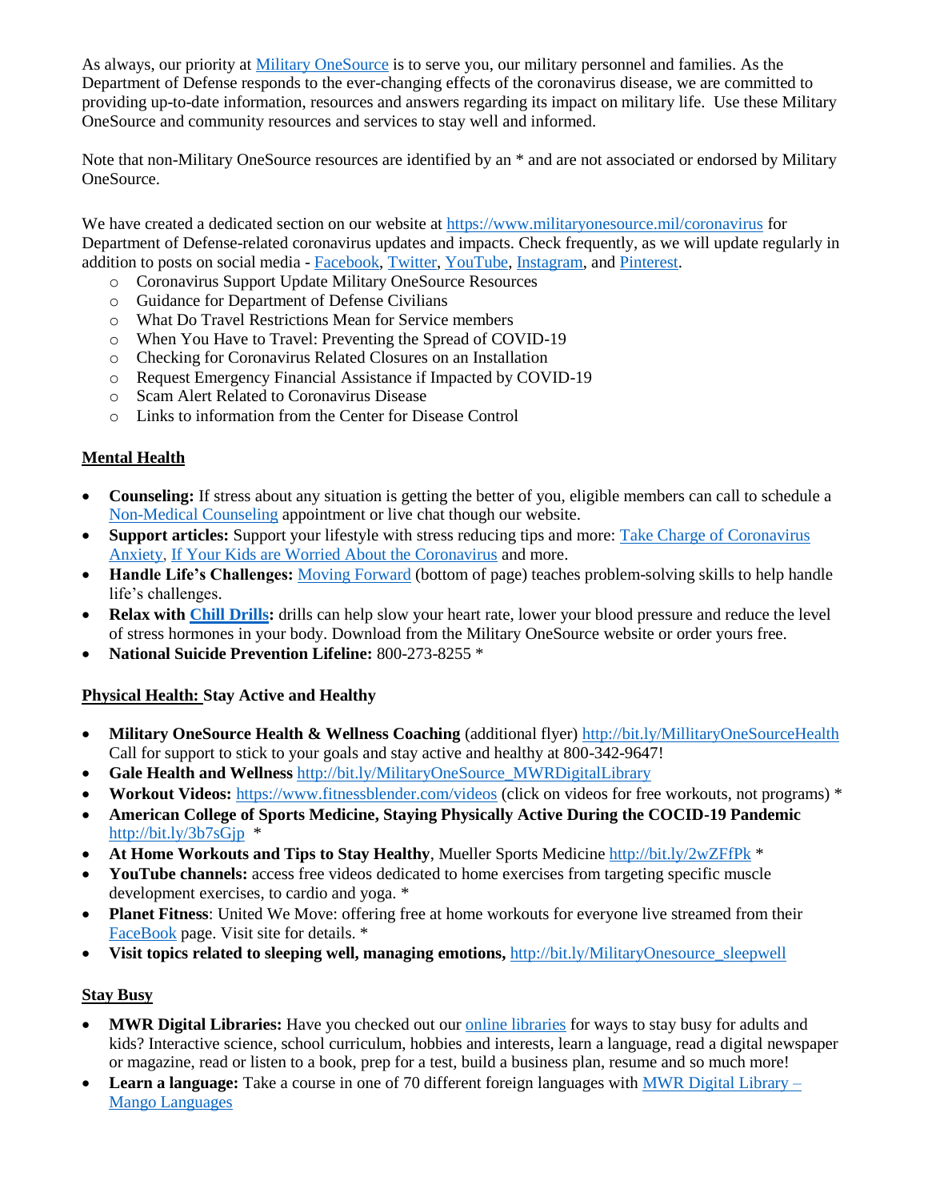As always, our priority at Military OneSource is to serve you, our military personnel and families. As the Department of Defense responds to the ever-changing effects of the coronavirus disease, we are committed to providing up-to-date information, resources and answers regarding its impact on military life. Use these Military OneSource and community resources and services to stay well and informed.

Note that non-Military OneSource resources are identified by an * and are not associated or endorsed by Military OneSource.

We have created a dedicated section on our website at https://www.militaryonesource.mil/coronavirus for Department of Defense-related coronavirus updates and impacts. Check frequently, as we will update regularly in addition to posts on social media - Facebook, Twitter, YouTube, Instagram, and Pinterest.

- Coronavirus Support Update Military OneSource Resources
- Guidance for Department of Defense Civilians
- What Do Travel Restrictions Mean for Service members
- When You Have to Travel: Preventing the Spread of COVID-19
- Checking for Coronavirus Related Closures on an Installation
- Request Emergency Financial Assistance if Impacted by COVID-19
- Scam Alert Related to Coronavirus Disease
- Links to information from the Center for Disease Control

## Mental Health

- **Counseling:** If stress about any situation is getting the better of you, eligible members can call to schedule a Non-Medical Counseling appointment or live chat though our website.
- **Support articles:** Support your lifestyle with stress reducing tips and more: Take Charge of Coronavirus Anxiety, If Your Kids are Worried About the Coronavirus and more.
- **Handle Life's Challenges:** Moving Forward (bottom of page) teaches problem-solving skills to help handle life's challenges.
- **Relax with Chill Drills:** drills can help slow your heart rate, lower your blood pressure and reduce the level of stress hormones in your body. Download from the Military OneSource website or order yours free.
- **National Suicide Prevention Lifeline:** 800-273-8255 *

## Physical Health: Stay Active and Healthy

- **Military OneSource Health & Wellness Coaching** (additional flyer) http://bit.ly/MillitaryOneSourceHealth Call for support to stick to your goals and stay active and healthy at 800-342-9647!
- **Gale Health and Wellness** http://bit.ly/MilitaryOneSource_MWRDigitalLibrary
- **Workout Videos:** https://www.fitnessblender.com/videos (click on videos for free workouts, not programs) *
- **American College of Sports Medicine, Staying Physically Active During the COCID-19 Pandemic** http://bit.ly/3b7sGjp *
- **At Home Workouts and Tips to Stay Healthy**, Mueller Sports Medicine http://bit.ly/2wZFfPk *
- **YouTube channels:** access free videos dedicated to home exercises from targeting specific muscle development exercises, to cardio and yoga. *
- **Planet Fitness**: United We Move: offering free at home workouts for everyone live streamed from their FaceBook page. Visit site for details. *
- **Visit topics related to sleeping well, managing emotions,** http://bit.ly/MilitaryOnesource_sleepwell

## Stay Busy

- **MWR Digital Libraries:** Have you checked out our online libraries for ways to stay busy for adults and kids? Interactive science, school curriculum, hobbies and interests, learn a language, read a digital newspaper or magazine, read or listen to a book, prep for a test, build a business plan, resume and so much more!
- **Learn a language:** Take a course in one of 70 different foreign languages with MWR Digital Library – Mango Languages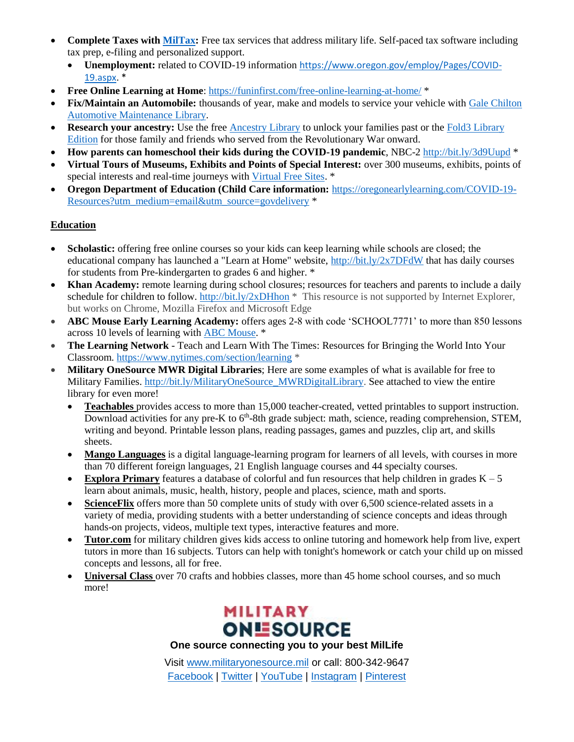- **Complete Taxes with MilTax:** Free tax services that address military life. Self-paced tax software including tax prep, e-filing and personalized support.
  - **Unemployment:** related to COVID-19 information https://www.oregon.gov/employ/Pages/COVID-19.aspx. *
- **Free Online Learning at Home**: https://funinfirst.com/free-online-learning-at-home/ *
- **Fix/Maintain an Automobile:** thousands of year, make and models to service your vehicle with Gale Chilton Automotive Maintenance Library.
- **Research your ancestry:** Use the free Ancestry Library to unlock your families past or the Fold3 Library Edition for those family and friends who served from the Revolutionary War onward.
- **How parents can homeschool their kids during the COVID-19 pandemic**, NBC-2 http://bit.ly/3d9Uupd *
- **Virtual Tours of Museums, Exhibits and Points of Special Interest:** over 300 museums, exhibits, points of special interests and real-time journeys with Virtual Free Sites. *
- **Oregon Department of Education (Child Care information:** https://oregonearlylearning.com/COVID-19-Resources?utm_medium=email&utm_source=govdelivery *

## Education

- **Scholastic:** offering free online courses so your kids can keep learning while schools are closed; the educational company has launched a "Learn at Home" website, http://bit.ly/2x7DFdW that has daily courses for students from Pre-kindergarten to grades 6 and higher. *
- **Khan Academy:** remote learning during school closures; resources for teachers and parents to include a daily schedule for children to follow. http://bit.ly/2xDHhon * This resource is not supported by Internet Explorer, but works on Chrome, Mozilla Firefox and Microsoft Edge
- **ABC Mouse Early Learning Academy:** offers ages 2-8 with code 'SCHOOL7771' to more than 850 lessons across 10 levels of learning with ABC Mouse. *
- **The Learning Network** - Teach and Learn With The Times: Resources for Bringing the World Into Your Classroom. https://www.nytimes.com/section/learning *
- **Military OneSource MWR Digital Libraries**; Here are some examples of what is available for free to Military Families. http://bit.ly/MilitaryOneSource_MWRDigitalLibrary. See attached to view the entire library for even more!
  - **Teachables** provides access to more than 15,000 teacher-created, vetted printables to support instruction. Download activities for any pre-K to 6th-8th grade subject: math, science, reading comprehension, STEM, writing and beyond. Printable lesson plans, reading passages, games and puzzles, clip art, and skills sheets.
  - **Mango Languages** is a digital language-learning program for learners of all levels, with courses in more than 70 different foreign languages, 21 English language courses and 44 specialty courses.
  - **Explora Primary** features a database of colorful and fun resources that help children in grades K – 5 learn about animals, music, health, history, people and places, science, math and sports.
  - **ScienceFlix** offers more than 50 complete units of study with over 6,500 science-related assets in a variety of media, providing students with a better understanding of science concepts and ideas through hands-on projects, videos, multiple text types, interactive features and more.
  - **Tutor.com** for military children gives kids access to online tutoring and homework help from live, expert tutors in more than 16 subjects. Tutors can help with tonight's homework or catch your child up on missed concepts and lessons, all for free.
  - **Universal Class** over 70 crafts and hobbies classes, more than 45 home school courses, and so much more!

MILITARY ONESOURCE

**One source connecting you to your best MilLife**

Visit www.militaryonesource.mil or call: 800-342-9647

Facebook | Twitter | YouTube | Instagram | Pinterest